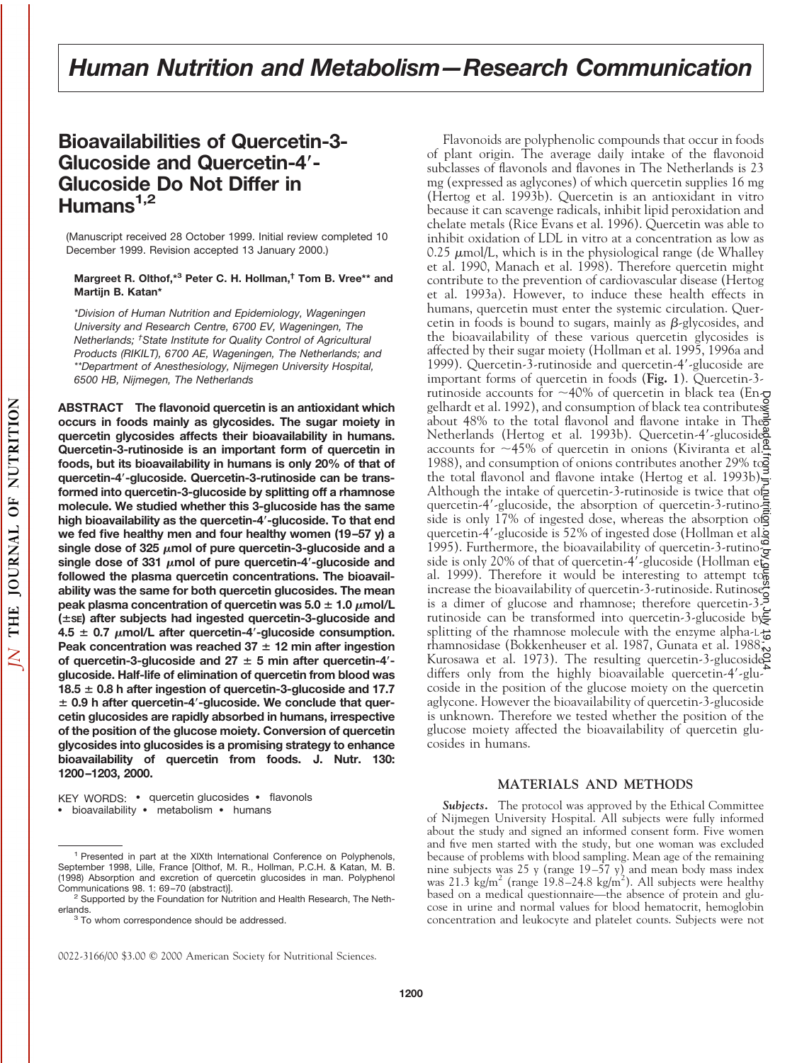# Human Nutrition and Metabolism—Research Communication

# Bioavailabilities of Quercetin-3-Glucoside and Quercetin-4′-Glucoside Do Not Differ in Humans[1,2]

(Manuscript received 28 October 1999. Initial review completed 10 December 1999. Revision accepted 13 January 2000.)

**Margreet R. Olthof,*[3] Peter C. H. Hollman,† Tom B. Vree** and Martijn B. Katan***

*Division of Human Nutrition and Epidemiology, Wageningen University and Research Centre, 6700 EV, Wageningen, The Netherlands; †State Institute for Quality Control of Agricultural Products (RIKILT), 6700 AE, Wageningen, The Netherlands; and **Department of Anesthesiology, Nijmegen University Hospital, 6500 HB, Nijmegen, The Netherlands*

**ABSTRACT The flavonoid quercetin is an antioxidant which occurs in foods mainly as glycosides. The sugar moiety in quercetin glycosides affects their bioavailability in humans. Quercetin-3-rutinoside is an important form of quercetin in foods, but its bioavailability in humans is only 20% of that of quercetin-4′-glucoside. Quercetin-3-rutinoside can be transformed into quercetin-3-glucoside by splitting off a rhamnose molecule. We studied whether this 3-glucoside has the same high bioavailability as the quercetin-4′-glucoside. To that end we fed five healthy men and four healthy women (19–57 y) a single dose of 325 μmol of pure quercetin-3-glucoside and a single dose of 331 μmol of pure quercetin-4′-glucoside and followed the plasma quercetin concentrations. The bioavailability was the same for both quercetin glucosides. The mean peak plasma concentration of quercetin was 5.0 ± 1.0 μmol/L (±SE) after subjects had ingested quercetin-3-glucoside and 4.5 ± 0.7 μmol/L after quercetin-4′-glucoside consumption. Peak concentration was reached 37 ± 12 min after ingestion of quercetin-3-glucoside and 27 ± 5 min after quercetin-4′-glucoside. Half-life of elimination of quercetin from blood was 18.5 ± 0.8 h after ingestion of quercetin-3-glucoside and 17.7 ± 0.9 h after quercetin-4′-glucoside. We conclude that quercetin glucosides are rapidly absorbed in humans, irrespective of the position of the glucose moiety. Conversion of quercetin glycosides into glucosides is a promising strategy to enhance bioavailability of quercetin from foods. J. Nutr. 130: 1200–1203, 2000.**

KEY WORDS: • quercetin glucosides • flavonols • bioavailability • metabolism • humans

Flavonoids are polyphenolic compounds that occur in foods of plant origin. The average daily intake of the flavonoid subclasses of flavonols and flavones in The Netherlands is 23 mg (expressed as aglycones) of which quercetin supplies 16 mg (Hertog et al. 1993b). Quercetin is an antioxidant in vitro because it can scavenge radicals, inhibit lipid peroxidation and chelate metals (Rice Evans et al. 1996). Quercetin was able to inhibit oxidation of LDL in vitro at a concentration as low as 0.25 μmol/L, which is in the physiological range (de Whalley et al. 1990, Manach et al. 1998). Therefore quercetin might contribute to the prevention of cardiovascular disease (Hertog et al. 1993a). However, to induce these health effects in humans, quercetin must enter the systemic circulation. Quercetin in foods is bound to sugars, mainly as β-glycosides, and the bioavailability of these various quercetin glycosides is affected by their sugar moiety (Hollman et al. 1995, 1996a and 1999). Quercetin-3-rutinoside and quercetin-4′-glucoside are important forms of quercetin in foods (**Fig. 1**). Quercetin-3-rutinoside accounts for ~40% of quercetin in black tea (Engelhardt et al. 1992), and consumption of black tea contributes about 48% to the total flavonol and flavone intake in The Netherlands (Hertog et al. 1993b). Quercetin-4′-glucoside accounts for ~45% of quercetin in onions (Kiviranta et al. 1988), and consumption of onions contributes another 29% to the total flavonol and flavone intake (Hertog et al. 1993b). Although the intake of quercetin-3-rutinoside is twice that of quercetin-4′-glucoside, the absorption of quercetin-3-rutinoside is only 17% of ingested dose, whereas the absorption of quercetin-4′-glucoside is 52% of ingested dose (Hollman et al. 1995). Furthermore, the bioavailability of quercetin-3-rutinoside is only 20% of that of quercetin-4′-glucoside (Hollman et al. 1999). Therefore it would be interesting to attempt to increase the bioavailability of quercetin-3-rutinoside. Rutinose is a dimer of glucose and rhamnose; therefore quercetin-3-rutinoside can be transformed into quercetin-3-glucoside by splitting of the rhamnose molecule with the enzyme alpha-L-rhamnosidase (Bokkenheuser et al. 1987, Gunata et al. 1988, Kurosawa et al. 1973). The resulting quercetin-3-glucoside differs only from the highly bioavailable quercetin-4′-glucoside in the position of the glucose moiety on the quercetin aglycone. However the bioavailability of quercetin-3-glucoside is unknown. Therefore we tested whether the position of the glucose moiety affected the bioavailability of quercetin glucosides in humans.

## MATERIALS AND METHODS

***Subjects.*** The protocol was approved by the Ethical Committee of Nijmegen University Hospital. All subjects were fully informed about the study and signed an informed consent form. Five women and five men started with the study, but one woman was excluded because of problems with blood sampling. Mean age of the remaining nine subjects was 25 y (range 19–57 y) and mean body mass index was 21.3 kg/m$^2$ (range 19.8–24.8 kg/m$^2$). All subjects were healthy based on a medical questionnaire—the absence of protein and glucose in urine and normal values for blood hematocrit, hemoglobin concentration and leukocyte and platelet counts. Subjects were not

---

[1] Presented in part at the XIXth International Conference on Polyphenols, September 1998, Lille, France [Olthof, M. R., Hollman, P.C.H. & Katan, M. B. (1998) Absorption and excretion of quercetin glucosides in man. Polyphenol Communications 98. 1: 69–70 (abstract)].

[2] Supported by the Foundation for Nutrition and Health Research, The Netherlands.

[3] To whom correspondence should be addressed.

0022-3166/00 $3.00 © 2000 American Society for Nutritional Sciences.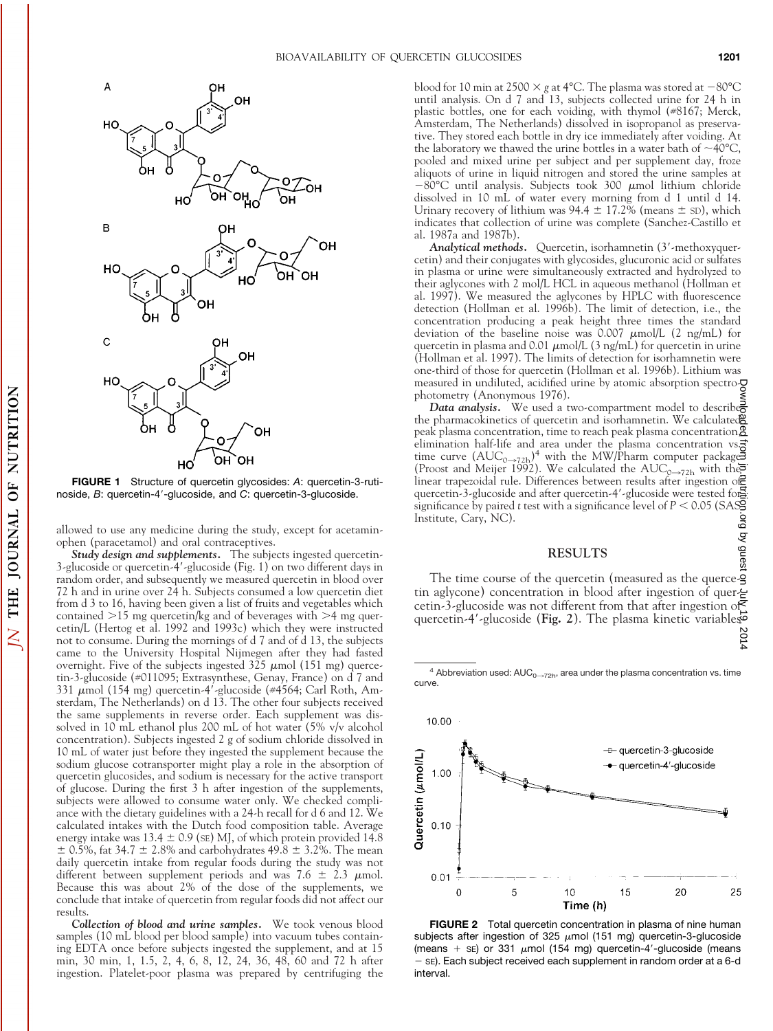FIGURE 1 Structure of quercetin glycosides: *A*: quercetin-3-rutinoside, *B*: quercetin-4′-glucoside, and *C*: quercetin-3-glucoside.

allowed to use any medicine during the study, except for acetaminophen (paracetamol) and oral contraceptives.

***Study design and supplements.*** The subjects ingested quercetin-3-glucoside or quercetin-4′-glucoside (Fig. 1) on two different days in random order, and subsequently we measured quercetin in blood over 72 h and in urine over 24 h. Subjects consumed a low quercetin diet from d 3 to 16, having been given a list of fruits and vegetables which contained >15 mg quercetin/kg and of beverages with >4 mg quercetin/L (Hertog et al. 1992 and 1993c) which they were instructed not to consume. During the mornings of d 7 and of d 13, the subjects came to the University Hospital Nijmegen after they had fasted overnight. Five of the subjects ingested 325 μmol (151 mg) quercetin-3-glucoside (#011095; Extrasynthese, Genay, France) on d 7 and 331 μmol (154 mg) quercetin-4′-glucoside (#4564; Carl Roth, Amsterdam, The Netherlands) on d 13. The other four subjects received the same supplements in reverse order. Each supplement was dissolved in 10 mL ethanol plus 200 mL of hot water (5% v/v alcohol concentration). Subjects ingested 2 g of sodium chloride dissolved in 10 mL of water just before they ingested the supplement because the sodium glucose cotransporter might play a role in the absorption of quercetin glucosides, and sodium is necessary for the active transport of glucose. During the first 3 h after ingestion of the supplements, subjects were allowed to consume water only. We checked compliance with the dietary guidelines with a 24-h recall for d 6 and 12. We calculated intakes with the Dutch food composition table. Average energy intake was 13.4 ± 0.9 (SE) MJ, of which protein provided 14.8 ± 0.5%, fat 34.7 ± 2.8% and carbohydrates 49.8 ± 3.2%. The mean daily quercetin intake from regular foods during the study was not different between supplement periods and was 7.6 ± 2.3 μmol. Because this was about 2% of the dose of the supplements, we conclude that intake of quercetin from regular foods did not affect our results.

***Collection of blood and urine samples.*** We took venous blood samples (10 mL blood per blood sample) into vacuum tubes containing EDTA once before subjects ingested the supplement, and at 15 min, 30 min, 1, 1.5, 2, 4, 6, 8, 12, 24, 36, 48, 60 and 72 h after ingestion. Platelet-poor plasma was prepared by centrifuging the blood for 10 min at 2500 × *g* at 4°C. The plasma was stored at −80°C until analysis. On d 7 and 13, subjects collected urine for 24 h in plastic bottles, one for each voiding, with thymol (#8167; Merck, Amsterdam, The Netherlands) dissolved in isopropanol as preservative. They stored each bottle in dry ice immediately after voiding. At the laboratory we thawed the urine bottles in a water bath of ~40°C, pooled and mixed urine per subject and per supplement day, froze aliquots of urine in liquid nitrogen and stored the urine samples at −80°C until analysis. Subjects took 300 μmol lithium chloride dissolved in 10 mL of water every morning from d 1 until d 14. Urinary recovery of lithium was 94.4 ± 17.2% (means ± SD), which indicates that collection of urine was complete (Sanchez-Castillo et al. 1987a and 1987b).

***Analytical methods.*** Quercetin, isorhamnetin (3′-methoxyquercetin) and their conjugates with glycosides, glucuronic acid or sulfates in plasma or urine were simultaneously extracted and hydrolyzed to their aglycones with 2 mol/L HCL in aqueous methanol (Hollman et al. 1997). We measured the aglycones by HPLC with fluorescence detection (Hollman et al. 1996b). The limit of detection, i.e., the concentration producing a peak height three times the standard deviation of the baseline noise was 0.007 μmol/L (2 ng/mL) for quercetin in plasma and 0.01 μmol/L (3 ng/mL) for quercetin in urine (Hollman et al. 1997). The limits of detection for isorhamnetin were one-third of those for quercetin (Hollman et al. 1996b). Lithium was measured in undiluted, acidified urine by atomic absorption spectrophotometry (Anonymous 1976).

***Data analysis.*** We used a two-compartment model to describe the pharmacokinetics of quercetin and isorhamnetin. We calculated peak plasma concentration, time to reach peak plasma concentration, elimination half-life and area under the plasma concentration vs. time curve ($AUC_{0\rightarrow72h}$)[4] with the MW/Pharm computer package (Proost and Meijer 1992). We calculated the $AUC_{0\rightarrow72h}$ with the linear trapezoidal rule. Differences between results after ingestion of quercetin-3-glucoside and after quercetin-4′-glucoside were tested for significance by paired *t* test with a significance level of $P < 0.05$ (SAS Institute, Cary, NC).

## RESULTS

The time course of the quercetin (measured as the quercetin aglycone) concentration in blood after ingestion of quercetin-3-glucoside was not different from that after ingestion of quercetin-4′-glucoside (**Fig. 2**). The plasma kinetic variables

[4] Abbreviation used: $AUC_{0\rightarrow72h}$, area under the plasma concentration vs. time curve.

FIGURE 2 Total quercetin concentration in plasma of nine human subjects after ingestion of 325 μmol (151 mg) quercetin-3-glucoside (means + SE) or 331 μmol (154 mg) quercetin-4′-glucoside (means − SE). Each subject received each supplement in random order at a 6-d interval.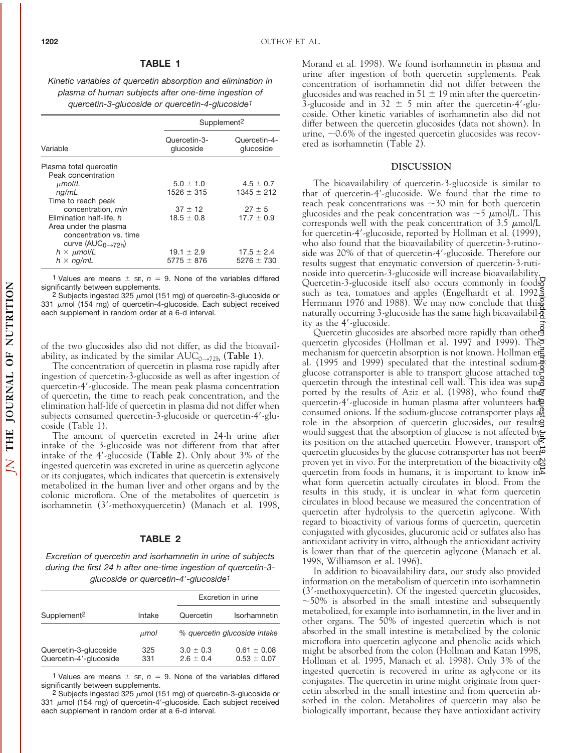**TABLE 1**

*Kinetic variables of quercetin absorption and elimination in plasma of human subjects after one-time ingestion of quercetin-3-glucoside or quercetin-4-glucoside*[1]

| Variable | Supplement[2] | |
|---|---|---|
| | Quercetin-3-glucoside | Quercetin-4-glucoside |
| Plasma total quercetin | | |
| Peak concentration | | |
| *μmol/L* | 5.0 ± 1.0 | 4.5 ± 0.7 |
| *ng/mL* | 1526 ± 315 | 1345 ± 212 |
| Time to reach peak concentration, *min* | 37 ± 12 | 27 ± 5 |
| Elimination half-life, *h* | 18.5 ± 0.8 | 17.7 ± 0.9 |
| Area under the plasma concentration vs. time curve ($AUC_{0\rightarrow72h}$) | | |
| *h × μmol/L* | 19.1 ± 2.9 | 17.5 ± 2.4 |
| *h × ng/mL* | 5775 ± 876 | 5276 ± 730 |

[1] Values are means ± SE, *n* = 9. None of the variables differed significantly between supplements.

[2] Subjects ingested 325 μmol (151 mg) of quercetin-3-glucoside or 331 μmol (154 mg) of quercetin-4-glucoside. Each subject received each supplement in random order at a 6-d interval.

of the two glucosides also did not differ, as did the bioavailability, as indicated by the similar $AUC_{0\rightarrow72h}$ (**Table 1**).

The concentration of quercetin in plasma rose rapidly after ingestion of quercetin-3-glucoside as well as after ingestion of quercetin-4′-glucoside. The mean peak plasma concentration of quercetin, the time to reach peak concentration, and the elimination half-life of quercetin in plasma did not differ when subjects consumed quercetin-3-glucoside or quercetin-4′-glucoside (Table 1).

The amount of quercetin excreted in 24-h urine after intake of the 3-glucoside was not different from that after intake of the 4′-glucoside (**Table 2**). Only about 3% of the ingested quercetin was excreted in urine as quercetin aglycone or its conjugates, which indicates that quercetin is extensively metabolized in the human liver and other organs and by the colonic microflora. One of the metabolites of quercetin is isorhamnetin (3′-methoxyquercetin) (Manach et al. 1998, Morand et al. 1998). We found isorhamnetin in plasma and urine after ingestion of both quercetin supplements. Peak concentration of isorhamnetin did not differ between the glucosides and was reached in 51 ± 19 min after the quercetin-3-glucoside and in 32 ± 5 min after the quercetin-4′-glucoside. Other kinetic variables of isorhamnetin also did not differ between the quercetin glucosides (data not shown). In urine, ~0.6% of the ingested quercetin glucosides was recovered as isorhamnetin (Table 2).

**TABLE 2**

*Excretion of quercetin and isorhamnetin in urine of subjects during the first 24 h after one-time ingestion of quercetin-3-glucoside or quercetin-4′-glucoside*[1]

| Supplement[2] | Intake | Excretion in urine | |
|---|---|---|---|
| | | Quercetin | Isorhamnetin |
| | *μmol* | *% quercetin glucoside intake* | |
| Quercetin-3-glucoside | 325 | 3.0 ± 0.3 | 0.61 ± 0.08 |
| Quercetin-4′-glucoside | 331 | 2.6 ± 0.4 | 0.53 ± 0.07 |

[1] Values are means ± SE, *n* = 9. None of the variables differed significantly between supplements.

[2] Subjects ingested 325 μmol (151 mg) of quercetin-3-glucoside or 331 μmol (154 mg) of quercetin-4′-glucoside. Each subject received each supplement in random order at a 6-d interval.

## DISCUSSION

The bioavailability of quercetin-3-glucoside is similar to that of quercetin-4′-glucoside. We found that the time to reach peak concentrations was ~30 min for both quercetin glucosides and the peak concentration was ~5 μmol/L. This corresponds well with the peak concentration of 3.5 μmol/L for quercetin-4′-glucoside, reported by Hollman et al. (1999), who also found that the bioavailability of quercetin-3-rutinoside was 20% of that of quercetin-4′-glucoside. Therefore our results suggest that enzymatic conversion of quercetin-3-rutinoside into quercetin-3-glucoside will increase bioavailability. Quercetin-3-glucoside itself also occurs commonly in foods such as tea, tomatoes and apples (Engelhardt et al. 1992, Herrmann 1976 and 1988). We may now conclude that this naturally occurring 3-glucoside has the same high bioavailability as the 4′-glucoside.

Quercetin glucosides are absorbed more rapidly than other quercetin glycosides (Hollman et al. 1997 and 1999). The mechanism for quercetin absorption is not known. Hollman et al. (1995 and 1999) speculated that the intestinal sodium-glucose cotransporter is able to transport glucose attached to quercetin through the intestinal cell wall. This idea was supported by the results of Aziz et al. (1998), who found the quercetin-4′-glucoside in human plasma after volunteers had consumed onions. If the sodium-glucose cotransporter plays a role in the absorption of quercetin glucosides, our results would suggest that the absorption of glucose is not affected by its position on the attached quercetin. However, transport of quercetin glucosides by the glucose cotransporter has not been proven yet in vivo. For the interpretation of the bioactivity of quercetin from foods in humans, it is important to know in what form quercetin actually circulates in blood. From the results in this study, it is unclear in what form quercetin circulates in blood because we measured the concentration of quercetin after hydrolysis to the quercetin aglycone. With regard to bioactivity of various forms of quercetin, quercetin conjugated with glycosides, glucuronic acid or sulfates also has antioxidant activity in vitro, although the antioxidant activity is lower than that of the quercetin aglycone (Manach et al. 1998, Williamson et al. 1996).

In addition to bioavailability data, our study also provided information on the metabolism of quercetin into isorhamnetin (3′-methoxyquercetin). Of the ingested quercetin glucosides, ~50% is absorbed in the small intestine and subsequently metabolized, for example into isorhamnetin, in the liver and in other organs. The 50% of ingested quercetin which is not absorbed in the small intestine is metabolized by the colonic microflora into quercetin aglycone and phenolic acids which might be absorbed from the colon (Hollman and Katan 1998, Hollman et al. 1995, Manach et al. 1998). Only 3% of the ingested quercetin is recovered in urine as aglycone or its conjugates. The quercetin in urine might originate from quercetin absorbed in the small intestine and from quercetin absorbed in the colon. Metabolites of quercetin may also be biologically important, because they have antioxidant activity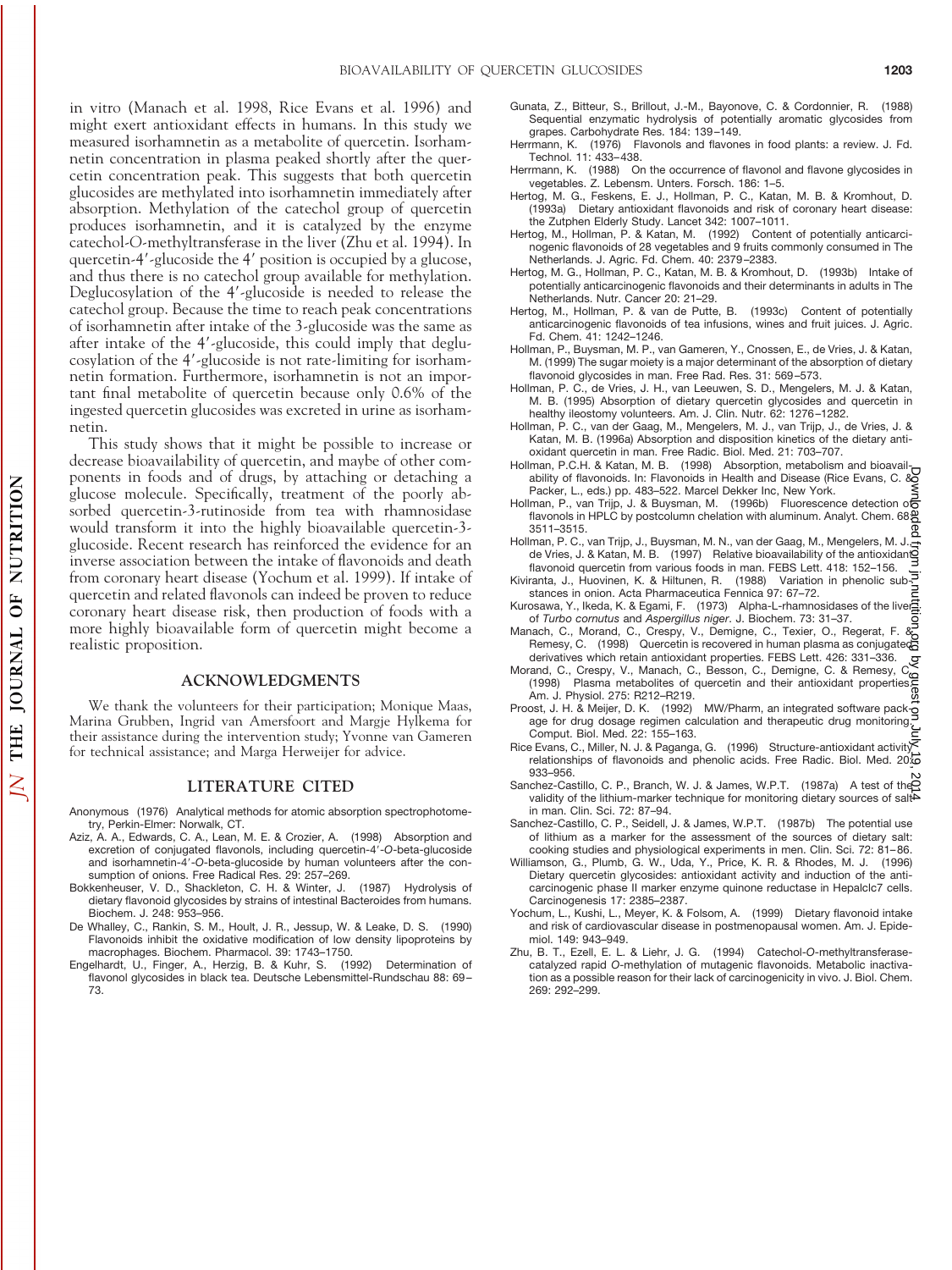in vitro (Manach et al. 1998, Rice Evans et al. 1996) and might exert antioxidant effects in humans. In this study we measured isorhamnetin as a metabolite of quercetin. Isorhamnetin concentration in plasma peaked shortly after the quercetin concentration peak. This suggests that both quercetin glucosides are methylated into isorhamnetin immediately after absorption. Methylation of the catechol group of quercetin produces isorhamnetin, and it is catalyzed by the enzyme catechol-*O*-methyltransferase in the liver (Zhu et al. 1994). In quercetin-4′-glucoside the 4′ position is occupied by a glucose, and thus there is no catechol group available for methylation. Deglucosylation of the 4′-glucoside is needed to release the catechol group. Because the time to reach peak concentrations of isorhamnetin after intake of the 3-glucoside was the same as after intake of the 4′-glucoside, this could imply that deglucosylation of the 4′-glucoside is not rate-limiting for isorhamnetin formation. Furthermore, isorhamnetin is not an important final metabolite of quercetin because only 0.6% of the ingested quercetin glucosides was excreted in urine as isorhamnetin.

This study shows that it might be possible to increase or decrease bioavailability of quercetin, and maybe of other components in foods and of drugs, by attaching or detaching a glucose molecule. Specifically, treatment of the poorly absorbed quercetin-3-rutinoside from tea with rhamnosidase would transform it into the highly bioavailable quercetin-3-glucoside. Recent research has reinforced the evidence for an inverse association between the intake of flavonoids and death from coronary heart disease (Yochum et al. 1999). If intake of quercetin and related flavonols can indeed be proven to reduce coronary heart disease risk, then production of foods with a more highly bioavailable form of quercetin might become a realistic proposition.

## ACKNOWLEDGMENTS

We thank the volunteers for their participation; Monique Maas, Marina Grubben, Ingrid van Amersfoort and Margje Hylkema for their assistance during the intervention study; Yvonne van Gameren for technical assistance; and Marga Herweijer for advice.

## LITERATURE CITED

Anonymous (1976) Analytical methods for atomic absorption spectrophotometry, Perkin-Elmer: Norwalk, CT.

Aziz, A. A., Edwards, C. A., Lean, M. E. & Crozier, A. (1998) Absorption and excretion of conjugated flavonols, including quercetin-4′-*O*-beta-glucoside and isorhamnetin-4′-*O*-beta-glucoside by human volunteers after the consumption of onions. Free Radical Res. 29: 257–269.

Bokkenheuser, V. D., Shackleton, C. H. & Winter, J. (1987) Hydrolysis of dietary flavonoid glycosides by strains of intestinal Bacteroides from humans. Biochem. J. 248: 953–956.

De Whalley, C., Rankin, S. M., Hoult, J. R., Jessup, W. & Leake, D. S. (1990) Flavonoids inhibit the oxidative modification of low density lipoproteins by macrophages. Biochem. Pharmacol. 39: 1743–1750.

Engelhardt, U., Finger, A., Herzig, B. & Kuhr, S. (1992) Determination of flavonol glycosides in black tea. Deutsche Lebensmittel-Rundschau 88: 69–73.

Gunata, Z., Bitteur, S., Brillout, J.-M., Bayonove, C. & Cordonnier, R. (1988) Sequential enzymatic hydrolysis of potentially aromatic glycosides from grapes. Carbohydrate Res. 184: 139–149.

Herrmann, K. (1976) Flavonols and flavones in food plants: a review. J. Fd. Technol. 11: 433–438.

Herrmann, K. (1988) On the occurrence of flavonol and flavone glycosides in vegetables. Z. Lebensm. Unters. Forsch. 186: 1–5.

Hertog, M. G., Feskens, E. J., Hollman, P. C., Katan, M. B. & Kromhout, D. (1993a) Dietary antioxidant flavonoids and risk of coronary heart disease: the Zutphen Elderly Study. Lancet 342: 1007–1011.

Hertog, M., Hollman, P. & Katan, M. (1992) Content of potentially anticarcinogenic flavonoids of 28 vegetables and 9 fruits commonly consumed in The Netherlands. J. Agric. Fd. Chem. 40: 2379–2383.

Hertog, M. G., Hollman, P. C., Katan, M. B. & Kromhout, D. (1993b) Intake of potentially anticarcinogenic flavonoids and their determinants in adults in The Netherlands. Nutr. Cancer 20: 21–29.

Hertog, M., Hollman, P. & van de Putte, B. (1993c) Content of potentially anticarcinogenic flavonoids of tea infusions, wines and fruit juices. J. Agric. Fd. Chem. 41: 1242–1246.

Hollman, P., Buysman, M. P., van Gameren, Y., Cnossen, E., de Vries, J. & Katan, M. (1999) The sugar moiety is a major determinant of the absorption of dietary flavonoid glycosides in man. Free Rad. Res. 31: 569–573.

Hollman, P. C., de Vries, J. H., van Leeuwen, S. D., Mengelers, M. J. & Katan, M. B. (1995) Absorption of dietary quercetin glycosides and quercetin in healthy ileostomy volunteers. Am. J. Clin. Nutr. 62: 1276–1282.

Hollman, P. C., van der Gaag, M., Mengelers, M. J., van Trijp, J., de Vries, J. & Katan, M. B. (1996a) Absorption and disposition kinetics of the dietary antioxidant quercetin in man. Free Radic. Biol. Med. 21: 703–707.

Hollman, P.C.H. & Katan, M. B. (1998) Absorption, metabolism and bioavailability of flavonoids. In: Flavonoids in Health and Disease (Rice Evans, C. & Packer, L., eds.) pp. 483–522. Marcel Dekker Inc, New York.

Hollman, P., van Trijp, J. & Buysman, M. (1996b) Fluorescence detection of flavonols in HPLC by postcolumn chelation with aluminum. Analyt. Chem. 68: 3511–3515.

Hollman, P. C., van Trijp, J., Buysman, M. N., van der Gaag, M., Mengelers, M. J., de Vries, J. & Katan, M. B. (1997) Relative bioavailability of the antioxidant flavonoid quercetin from various foods in man. FEBS Lett. 418: 152–156.

Kiviranta, J., Huovinen, K. & Hiltunen, R. (1988) Variation in phenolic substances in onion. Acta Pharmaceutica Fennica 97: 67–72.

Kurosawa, Y., Ikeda, K. & Egami, F. (1973) Alpha-L-rhamnosidases of the liver of *Turbo cornutus* and *Aspergillus niger*. J. Biochem. 73: 31–37.

Manach, C., Morand, C., Crespy, V., Demigne, C., Texier, O., Regerat, F. & Remesy, C. (1998) Quercetin is recovered in human plasma as conjugated derivatives which retain antioxidant properties. FEBS Lett. 426: 331–336.

Morand, C., Crespy, V., Manach, C., Besson, C., Demigne, C. & Remesy, C. (1998) Plasma metabolites of quercetin and their antioxidant properties. Am. J. Physiol. 275: R212–R219.

Proost, J. H. & Meijer, D. K. (1992) MW/Pharm, an integrated software package for drug dosage regimen calculation and therapeutic drug monitoring. Comput. Biol. Med. 22: 155–163.

Rice Evans, C., Miller, N. J. & Paganga, G. (1996) Structure-antioxidant activity relationships of flavonoids and phenolic acids. Free Radic. Biol. Med. 20: 933–956.

Sanchez-Castillo, C. P., Branch, W. J. & James, W.P.T. (1987a) A test of the validity of the lithium-marker technique for monitoring dietary sources of salt in man. Clin. Sci. 72: 87–94.

Sanchez-Castillo, C. P., Seidell, J. & James, W.P.T. (1987b) The potential use of lithium as a marker for the assessment of the sources of dietary salt: cooking studies and physiological experiments in men. Clin. Sci. 72: 81–86.

Williamson, G., Plumb, G. W., Uda, Y., Price, K. R. & Rhodes, M. J. (1996) Dietary quercetin glycosides: antioxidant activity and induction of the anticarcinogenic phase II marker enzyme quinone reductase in Hepalclc7 cells. Carcinogenesis 17: 2385–2387.

Yochum, L., Kushi, L., Meyer, K. & Folsom, A. (1999) Dietary flavonoid intake and risk of cardiovascular disease in postmenopausal women. Am. J. Epidemiol. 149: 943–949.

Zhu, B. T., Ezell, E. L. & Liehr, J. G. (1994) Catechol-*O*-methyltransferase-catalyzed rapid *O*-methylation of mutagenic flavonoids. Metabolic inactivation as a possible reason for their lack of carcinogenicity in vivo. J. Biol. Chem. 269: 292–299.